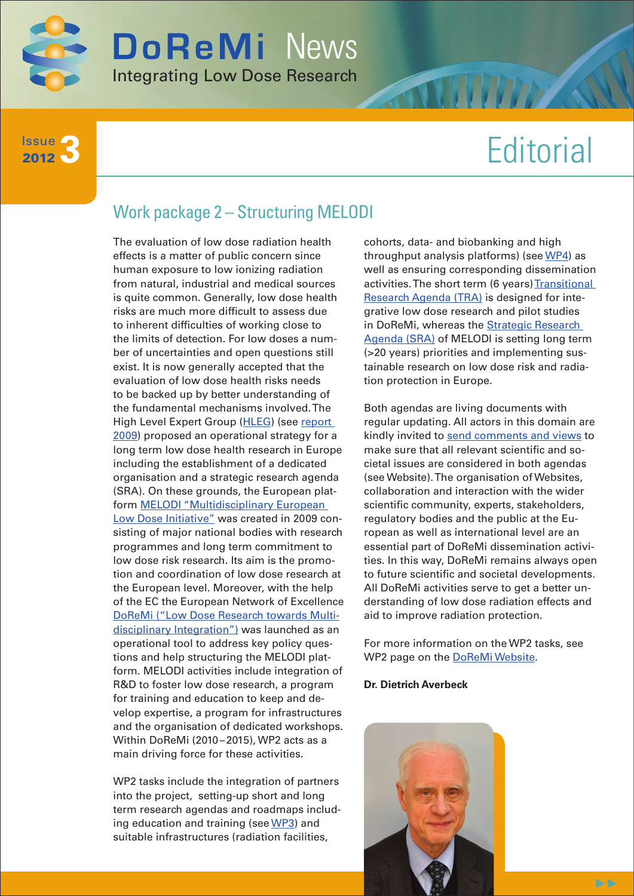# DoReMi News

Integrating Low Dose Research

Issue 3 2012

# Editorial

## Work package 2 – Structuring MELODI

The evaluation of low dose radiation health effects is a matter of public concern since human exposure to low ionizing radiation from natural, industrial and medical sources is quite common. Generally, low dose health risks are much more difficult to assess due to inherent difficulties of working close to the limits of detection. For low doses a number of uncertainties and open questions still exist. It is now generally accepted that the evaluation of low dose health risks needs to be backed up by better understanding of the fundamental mechanisms involved. The High Level Expert Group (HLEG) (see report 2009) proposed an operational strategy for a long term low dose health research in Europe including the establishment of a dedicated organisation and a strategic research agenda (SRA). On these grounds, the European platform MELODI "Multidisciplinary European Low Dose Initiative" was created in 2009 consisting of major national bodies with research programmes and long term commitment to low dose risk research. Its aim is the promotion and coordination of low dose research at the European level. Moreover, with the help of the EC the European Network of Excellence DoReMi ("Low Dose Research towards Multidisciplinary Integration") was launched as an operational tool to address key policy questions and help structuring the MELODI platform. MELODI activities include integration of R&D to foster low dose research, a program for training and education to keep and develop expertise, a program for infrastructures and the organisation of dedicated workshops. Within DoReMi (2010–2015), WP2 acts as a main driving force for these activities.

WP2 tasks include the integration of partners into the project, setting-up short and long term research agendas and roadmaps including education and training (see WP3) and suitable infrastructures (radiation facilities, cohorts, data- and biobanking and high throughput analysis platforms) (see WP4) as well as ensuring corresponding dissemination activities. The short term (6 years) Transitional Research Agenda (TRA) is designed for integrative low dose research and pilot studies in DoReMi, whereas the Strategic Research Agenda (SRA) of MELODI is setting long term (>20 years) priorities and implementing sustainable research on low dose risk and radiation protection in Europe.

Both agendas are living documents with regular updating. All actors in this domain are kindly invited to send comments and views to make sure that all relevant scientific and societal issues are considered in both agendas (see Website). The organisation of Websites, collaboration and interaction with the wider scientific community, experts, stakeholders, regulatory bodies and the public at the European as well as international level are an essential part of DoReMi dissemination activities. In this way, DoReMi remains always open to future scientific and societal developments. All DoReMi activities serve to get a better understanding of low dose radiation effects and aid to improve radiation protection.

For more information on the WP2 tasks, see WP2 page on the DoReMi Website.

**Dr. Dietrich Averbeck**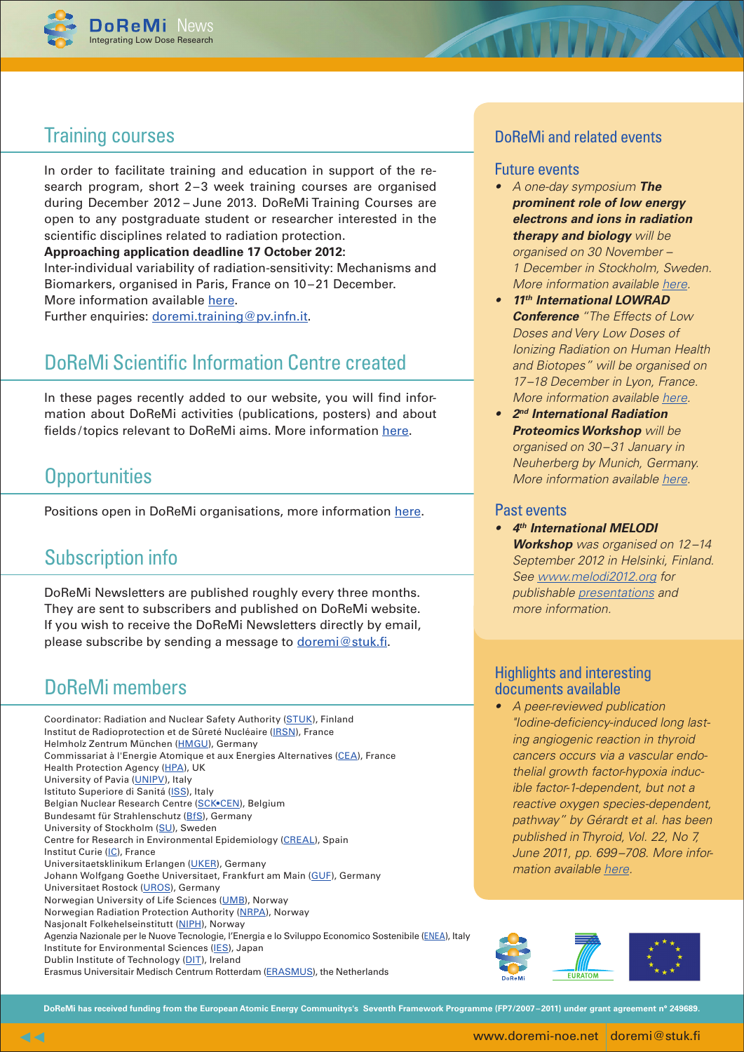## Training courses

In order to facilitate training and education in support of the research program, short 2–3 week training courses are organised during December 2012 – June 2013. DoReMi Training Courses are open to any postgraduate student or researcher interested in the scientific disciplines related to radiation protection.

**Approaching application deadline 17 October 2012:**

Inter-individual variability of radiation-sensitivity: Mechanisms and Biomarkers, organised in Paris, France on 10–21 December.
More information available here.
Further enquiries: doremi.training@pv.infn.it.

## DoReMi Scientific Information Centre created

In these pages recently added to our website, you will find information about DoReMi activities (publications, posters) and about fields/topics relevant to DoReMi aims. More information here.

## Opportunities

Positions open in DoReMi organisations, more information here.

## Subscription info

DoReMi Newsletters are published roughly every three months. They are sent to subscribers and published on DoReMi website. If you wish to receive the DoReMi Newsletters directly by email, please subscribe by sending a message to doremi@stuk.fi.

## DoReMi members

Coordinator: Radiation and Nuclear Safety Authority (STUK), Finland
Institut de Radioprotection et de Sûreté Nucléaire (IRSN), France
Helmholz Zentrum München (HMGU), Germany
Commissariat à l'Energie Atomique et aux Energies Alternatives (CEA), France
Health Protection Agency (HPA), UK
University of Pavia (UNIPV), Italy
Istituto Superiore di Sanitá (ISS), Italy
Belgian Nuclear Research Centre (SCK•CEN), Belgium
Bundesamt für Strahlenschutz (BfS), Germany
University of Stockholm (SU), Sweden
Centre for Research in Environmental Epidemiology (CREAL), Spain
Institut Curie (IC), France
Universitaetsklinikum Erlangen (UKER), Germany
Johann Wolfgang Goethe Universitaet, Frankfurt am Main (GUF), Germany
Universitaet Rostock (UROS), Germany
Norwegian University of Life Sciences (UMB), Norway
Norwegian Radiation Protection Authority (NRPA), Norway
Nasjonalt Folkehelseinstitutt (NIPH), Norway
Agenzia Nazionale per le Nuove Tecnologie, l'Energia e lo Sviluppo Economico Sostenibile (ENEA), Italy
Institute for Environmental Sciences (IES), Japan
Dublin Institute of Technology (DIT), Ireland
Erasmus Universitair Medisch Centrum Rotterdam (ERASMUS), the Netherlands

## DoReMi and related events

### Future events

- *A one-day symposium **The prominent role of low energy electrons and ions in radiation therapy and biology** will be organised on 30 November – 1 December in Stockholm, Sweden. More information available here.*
- ***11th International LOWRAD Conference** "The Effects of Low Doses and Very Low Doses of Ionizing Radiation on Human Health and Biotopes" will be organised on 17–18 December in Lyon, France. More information available here.*
- ***2nd International Radiation Proteomics Workshop** will be organised on 30–31 January in Neuherberg by Munich, Germany. More information available here.*

### Past events

- ***4th International MELODI Workshop** was organised on 12–14 September 2012 in Helsinki, Finland. See www.melodi2012.org for publishable presentations and more information.*

## Highlights and interesting documents available

- *A peer-reviewed publication "Iodine-deficiency-induced long lasting angiogenic reaction in thyroid cancers occurs via a vascular endothelial growth factor-hypoxia inducible factor-1-dependent, but not a reactive oxygen species-dependent, pathway" by Gérardt et al. has been published in Thyroid, Vol. 22, No 7, June 2011, pp. 699–708. More information available here.*

DoReMi has received funding from the European Atomic Energy Communitys's Seventh Framework Programme (FP7/2007–2011) under grant agreement nº 249689.

www.doremi-noe.net | doremi@stuk.fi